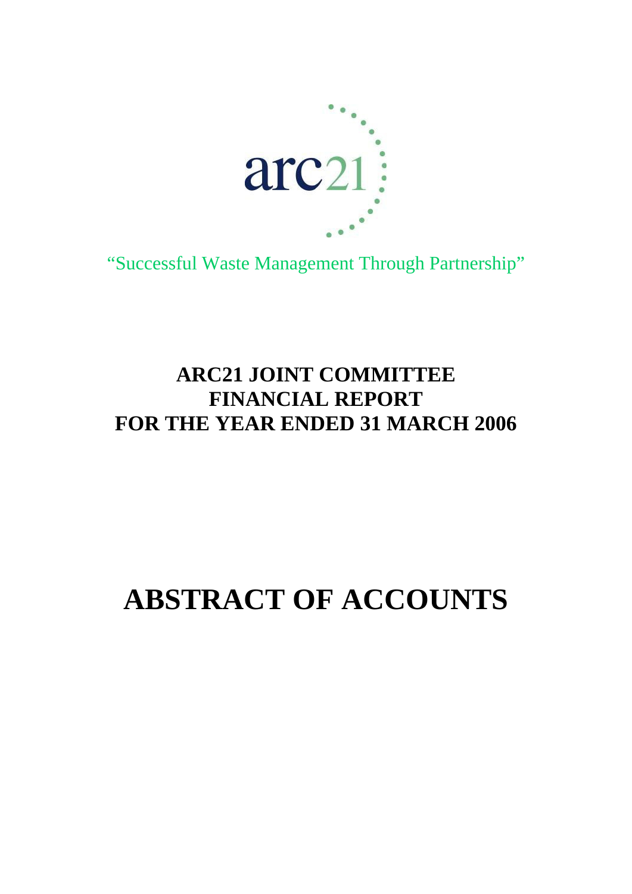arc21

"Successful Waste Management Through Partnership"

## ARC21 JOINT COMMITTEE
## FINANCIAL REPORT
## FOR THE YEAR ENDED 31 MARCH 2006

# ABSTRACT OF ACCOUNTS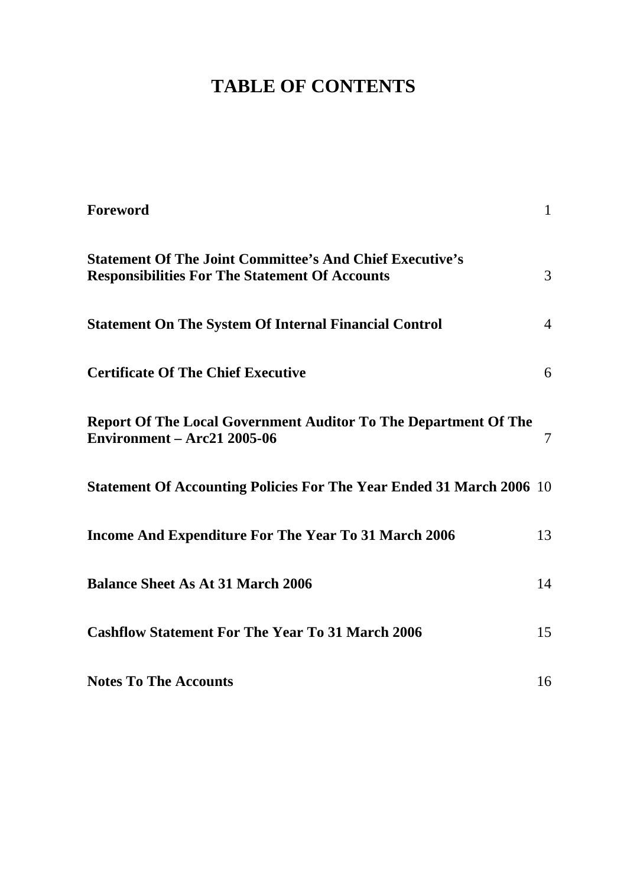# TABLE OF CONTENTS

| | |
|---|---|
| **Foreword** | 1 |
| **Statement Of The Joint Committee's And Chief Executive's Responsibilities For The Statement Of Accounts** | 3 |
| **Statement On The System Of Internal Financial Control** | 4 |
| **Certificate Of The Chief Executive** | 6 |
| **Report Of The Local Government Auditor To The Department Of The Environment – Arc21 2005-06** | 7 |
| **Statement Of Accounting Policies For The Year Ended 31 March 2006** | 10 |
| **Income And Expenditure For The Year To 31 March 2006** | 13 |
| **Balance Sheet As At 31 March 2006** | 14 |
| **Cashflow Statement For The Year To 31 March 2006** | 15 |
| **Notes To The Accounts** | 16 |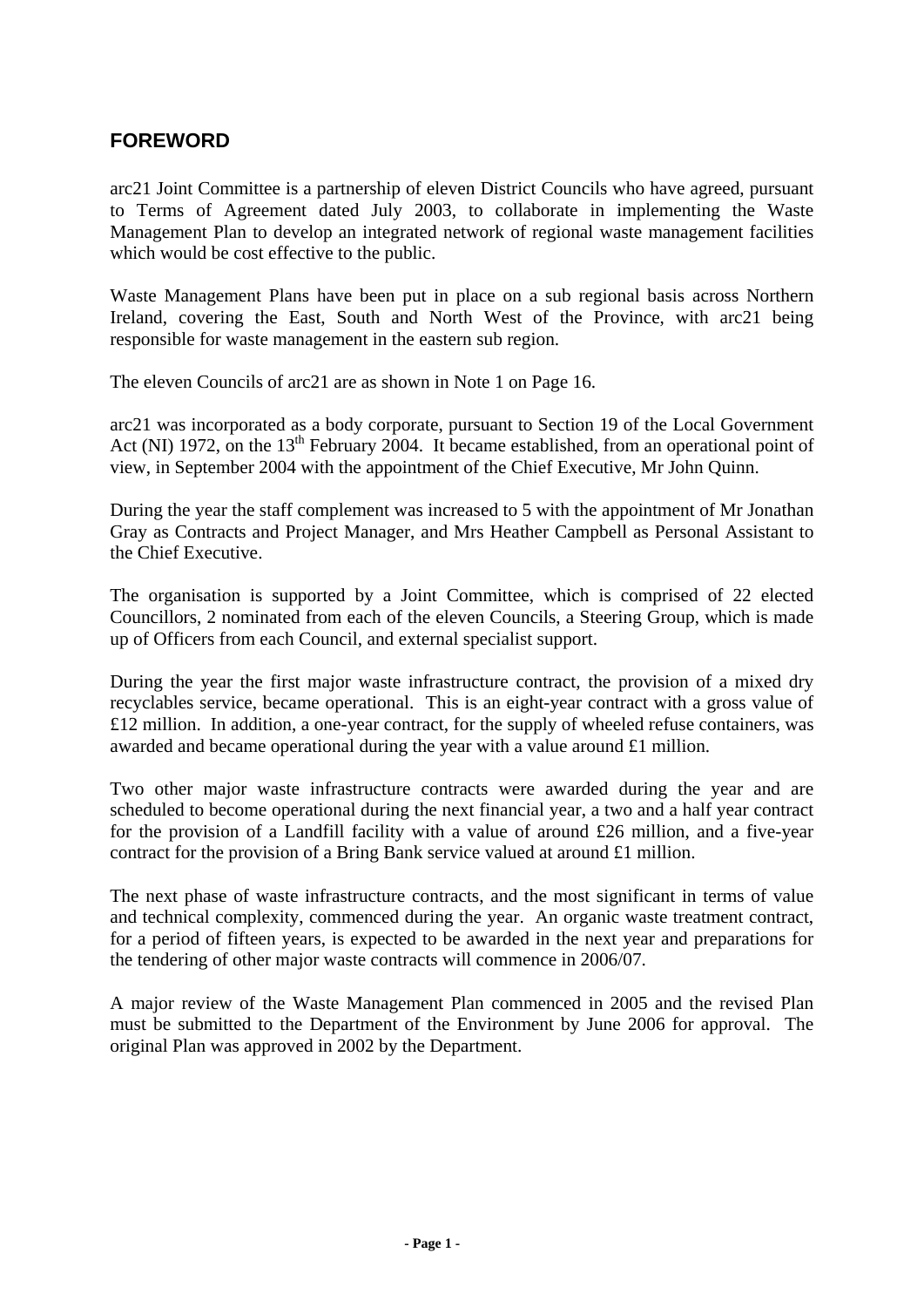## FOREWORD

arc21 Joint Committee is a partnership of eleven District Councils who have agreed, pursuant to Terms of Agreement dated July 2003, to collaborate in implementing the Waste Management Plan to develop an integrated network of regional waste management facilities which would be cost effective to the public.

Waste Management Plans have been put in place on a sub regional basis across Northern Ireland, covering the East, South and North West of the Province, with arc21 being responsible for waste management in the eastern sub region.

The eleven Councils of arc21 are as shown in Note 1 on Page 16.

arc21 was incorporated as a body corporate, pursuant to Section 19 of the Local Government Act (NI) 1972, on the 13th February 2004. It became established, from an operational point of view, in September 2004 with the appointment of the Chief Executive, Mr John Quinn.

During the year the staff complement was increased to 5 with the appointment of Mr Jonathan Gray as Contracts and Project Manager, and Mrs Heather Campbell as Personal Assistant to the Chief Executive.

The organisation is supported by a Joint Committee, which is comprised of 22 elected Councillors, 2 nominated from each of the eleven Councils, a Steering Group, which is made up of Officers from each Council, and external specialist support.

During the year the first major waste infrastructure contract, the provision of a mixed dry recyclables service, became operational. This is an eight-year contract with a gross value of £12 million. In addition, a one-year contract, for the supply of wheeled refuse containers, was awarded and became operational during the year with a value around £1 million.

Two other major waste infrastructure contracts were awarded during the year and are scheduled to become operational during the next financial year, a two and a half year contract for the provision of a Landfill facility with a value of around £26 million, and a five-year contract for the provision of a Bring Bank service valued at around £1 million.

The next phase of waste infrastructure contracts, and the most significant in terms of value and technical complexity, commenced during the year. An organic waste treatment contract, for a period of fifteen years, is expected to be awarded in the next year and preparations for the tendering of other major waste contracts will commence in 2006/07.

A major review of the Waste Management Plan commenced in 2005 and the revised Plan must be submitted to the Department of the Environment by June 2006 for approval. The original Plan was approved in 2002 by the Department.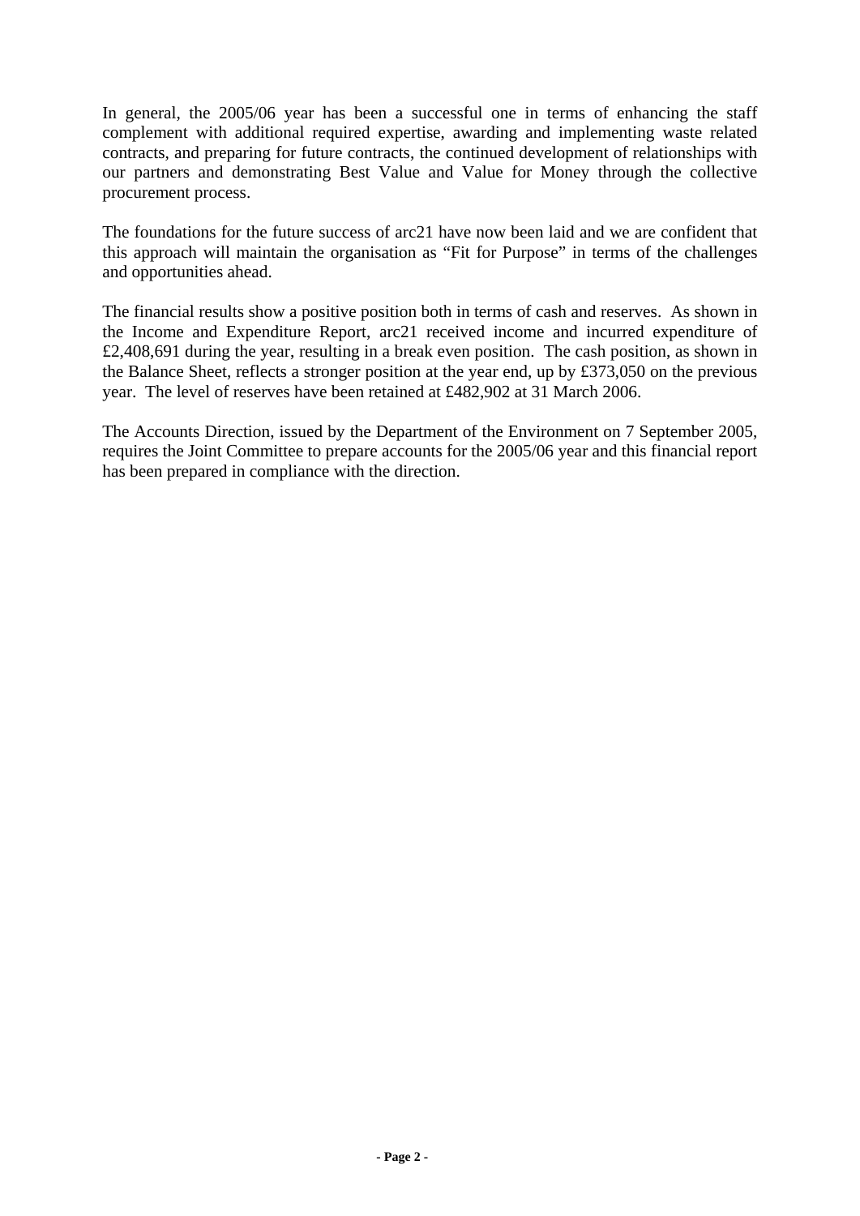In general, the 2005/06 year has been a successful one in terms of enhancing the staff complement with additional required expertise, awarding and implementing waste related contracts, and preparing for future contracts, the continued development of relationships with our partners and demonstrating Best Value and Value for Money through the collective procurement process.

The foundations for the future success of arc21 have now been laid and we are confident that this approach will maintain the organisation as "Fit for Purpose" in terms of the challenges and opportunities ahead.

The financial results show a positive position both in terms of cash and reserves. As shown in the Income and Expenditure Report, arc21 received income and incurred expenditure of £2,408,691 during the year, resulting in a break even position. The cash position, as shown in the Balance Sheet, reflects a stronger position at the year end, up by £373,050 on the previous year. The level of reserves have been retained at £482,902 at 31 March 2006.

The Accounts Direction, issued by the Department of the Environment on 7 September 2005, requires the Joint Committee to prepare accounts for the 2005/06 year and this financial report has been prepared in compliance with the direction.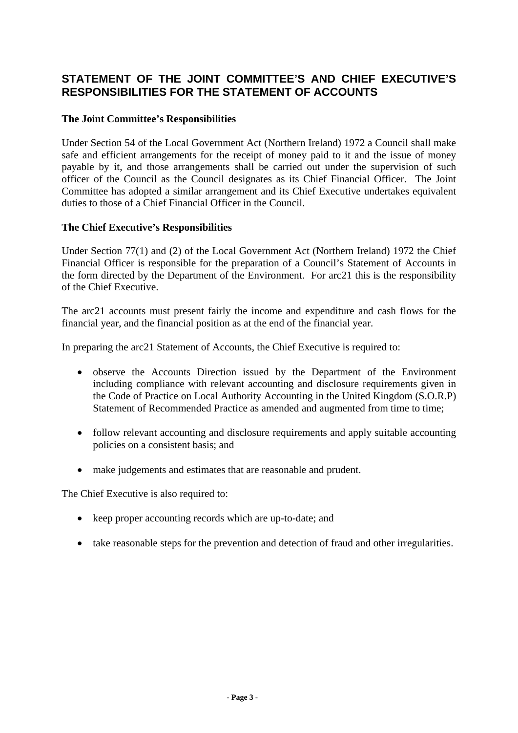# STATEMENT OF THE JOINT COMMITTEE'S AND CHIEF EXECUTIVE'S RESPONSIBILITIES FOR THE STATEMENT OF ACCOUNTS

**The Joint Committee's Responsibilities**

Under Section 54 of the Local Government Act (Northern Ireland) 1972 a Council shall make safe and efficient arrangements for the receipt of money paid to it and the issue of money payable by it, and those arrangements shall be carried out under the supervision of such officer of the Council as the Council designates as its Chief Financial Officer. The Joint Committee has adopted a similar arrangement and its Chief Executive undertakes equivalent duties to those of a Chief Financial Officer in the Council.

**The Chief Executive's Responsibilities**

Under Section 77(1) and (2) of the Local Government Act (Northern Ireland) 1972 the Chief Financial Officer is responsible for the preparation of a Council's Statement of Accounts in the form directed by the Department of the Environment. For arc21 this is the responsibility of the Chief Executive.

The arc21 accounts must present fairly the income and expenditure and cash flows for the financial year, and the financial position as at the end of the financial year.

In preparing the arc21 Statement of Accounts, the Chief Executive is required to:

- observe the Accounts Direction issued by the Department of the Environment including compliance with relevant accounting and disclosure requirements given in the Code of Practice on Local Authority Accounting in the United Kingdom (S.O.R.P) Statement of Recommended Practice as amended and augmented from time to time;
- follow relevant accounting and disclosure requirements and apply suitable accounting policies on a consistent basis; and
- make judgements and estimates that are reasonable and prudent.

The Chief Executive is also required to:

- keep proper accounting records which are up-to-date; and
- take reasonable steps for the prevention and detection of fraud and other irregularities.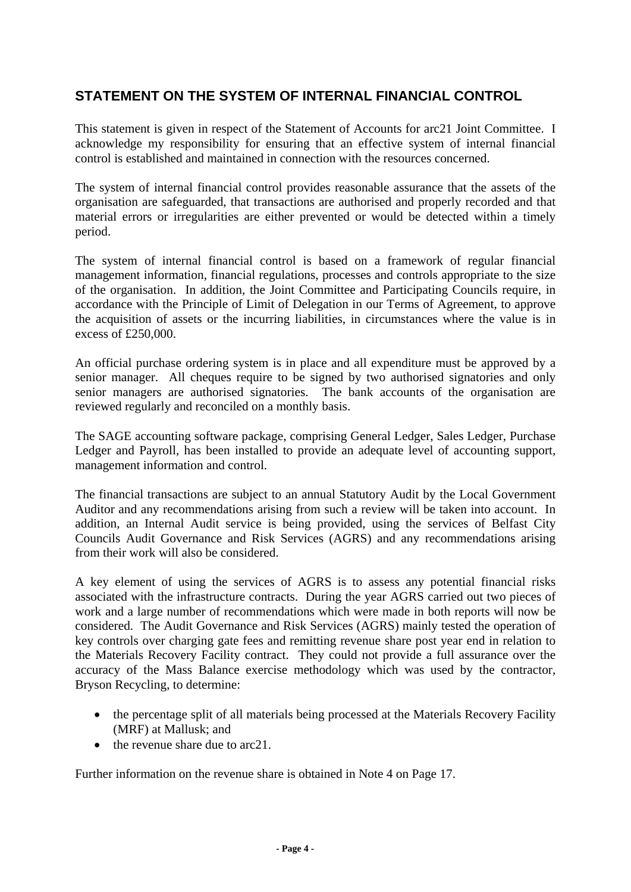## STATEMENT ON THE SYSTEM OF INTERNAL FINANCIAL CONTROL

This statement is given in respect of the Statement of Accounts for arc21 Joint Committee. I acknowledge my responsibility for ensuring that an effective system of internal financial control is established and maintained in connection with the resources concerned.

The system of internal financial control provides reasonable assurance that the assets of the organisation are safeguarded, that transactions are authorised and properly recorded and that material errors or irregularities are either prevented or would be detected within a timely period.

The system of internal financial control is based on a framework of regular financial management information, financial regulations, processes and controls appropriate to the size of the organisation. In addition, the Joint Committee and Participating Councils require, in accordance with the Principle of Limit of Delegation in our Terms of Agreement, to approve the acquisition of assets or the incurring liabilities, in circumstances where the value is in excess of £250,000.

An official purchase ordering system is in place and all expenditure must be approved by a senior manager. All cheques require to be signed by two authorised signatories and only senior managers are authorised signatories. The bank accounts of the organisation are reviewed regularly and reconciled on a monthly basis.

The SAGE accounting software package, comprising General Ledger, Sales Ledger, Purchase Ledger and Payroll, has been installed to provide an adequate level of accounting support, management information and control.

The financial transactions are subject to an annual Statutory Audit by the Local Government Auditor and any recommendations arising from such a review will be taken into account. In addition, an Internal Audit service is being provided, using the services of Belfast City Councils Audit Governance and Risk Services (AGRS) and any recommendations arising from their work will also be considered.

A key element of using the services of AGRS is to assess any potential financial risks associated with the infrastructure contracts. During the year AGRS carried out two pieces of work and a large number of recommendations which were made in both reports will now be considered. The Audit Governance and Risk Services (AGRS) mainly tested the operation of key controls over charging gate fees and remitting revenue share post year end in relation to the Materials Recovery Facility contract. They could not provide a full assurance over the accuracy of the Mass Balance exercise methodology which was used by the contractor, Bryson Recycling, to determine:

- the percentage split of all materials being processed at the Materials Recovery Facility (MRF) at Mallusk; and
- the revenue share due to arc21.

Further information on the revenue share is obtained in Note 4 on Page 17.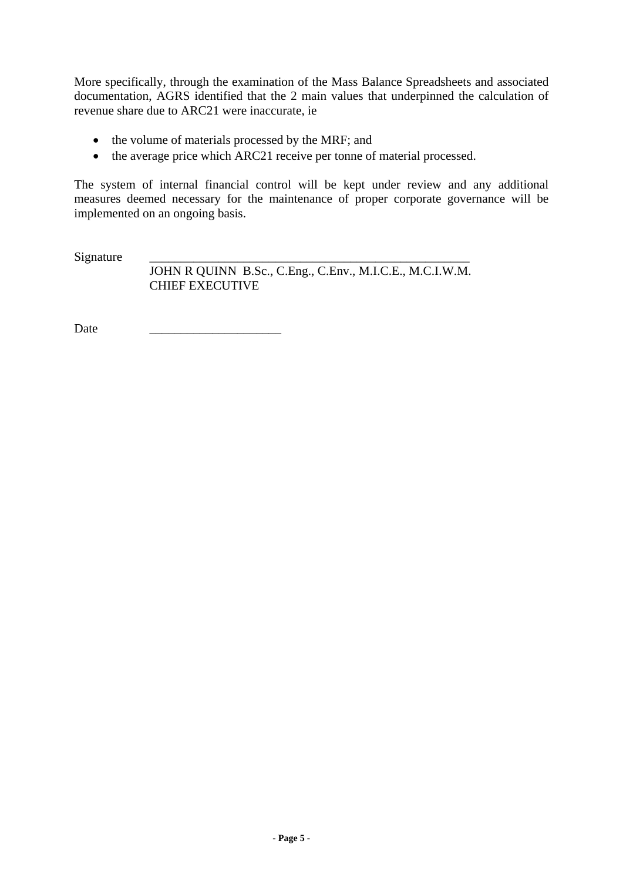More specifically, through the examination of the Mass Balance Spreadsheets and associated documentation, AGRS identified that the 2 main values that underpinned the calculation of revenue share due to ARC21 were inaccurate, ie

- the volume of materials processed by the MRF; and
- the average price which ARC21 receive per tonne of material processed.

The system of internal financial control will be kept under review and any additional measures deemed necessary for the maintenance of proper corporate governance will be implemented on an ongoing basis.

Signature ____________________________________________________

JOHN R QUINN B.Sc., C.Eng., C.Env., M.I.C.E., M.C.I.W.M.
CHIEF EXECUTIVE

Date ____________________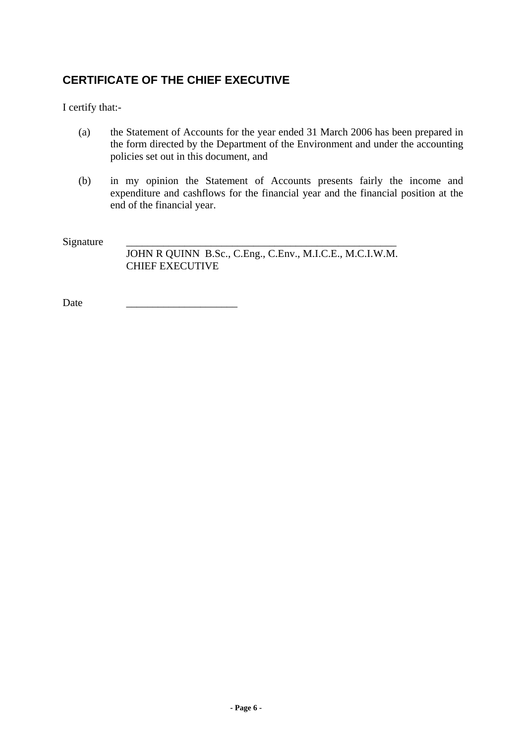## CERTIFICATE OF THE CHIEF EXECUTIVE

I certify that:-

(a) the Statement of Accounts for the year ended 31 March 2006 has been prepared in the form directed by the Department of the Environment and under the accounting policies set out in this document, and

(b) in my opinion the Statement of Accounts presents fairly the income and expenditure and cashflows for the financial year and the financial position at the end of the financial year.

Signature ____________________________________________________

JOHN R QUINN B.Sc., C.Eng., C.Env., M.I.C.E., M.C.I.W.M.
CHIEF EXECUTIVE

Date ____________________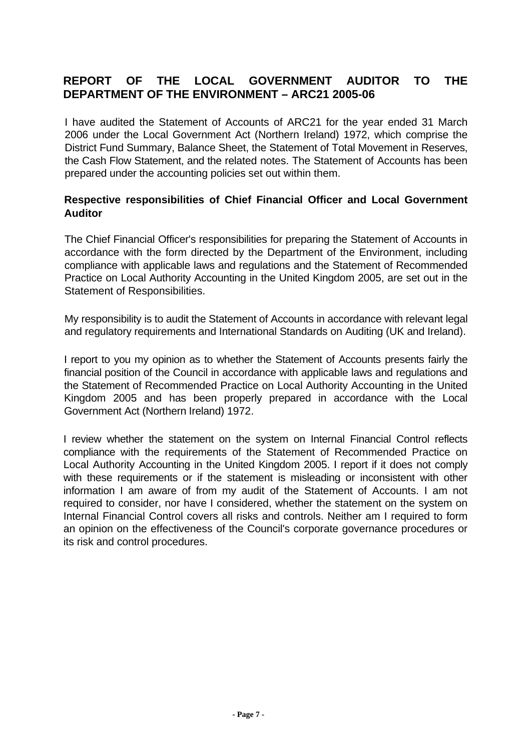# REPORT OF THE LOCAL GOVERNMENT AUDITOR TO THE DEPARTMENT OF THE ENVIRONMENT – ARC21 2005-06

I have audited the Statement of Accounts of ARC21 for the year ended 31 March 2006 under the Local Government Act (Northern Ireland) 1972, which comprise the District Fund Summary, Balance Sheet, the Statement of Total Movement in Reserves, the Cash Flow Statement, and the related notes. The Statement of Accounts has been prepared under the accounting policies set out within them.

## Respective responsibilities of Chief Financial Officer and Local Government Auditor

The Chief Financial Officer's responsibilities for preparing the Statement of Accounts in accordance with the form directed by the Department of the Environment, including compliance with applicable laws and regulations and the Statement of Recommended Practice on Local Authority Accounting in the United Kingdom 2005, are set out in the Statement of Responsibilities.

My responsibility is to audit the Statement of Accounts in accordance with relevant legal and regulatory requirements and International Standards on Auditing (UK and Ireland).

I report to you my opinion as to whether the Statement of Accounts presents fairly the financial position of the Council in accordance with applicable laws and regulations and the Statement of Recommended Practice on Local Authority Accounting in the United Kingdom 2005 and has been properly prepared in accordance with the Local Government Act (Northern Ireland) 1972.

I review whether the statement on the system on Internal Financial Control reflects compliance with the requirements of the Statement of Recommended Practice on Local Authority Accounting in the United Kingdom 2005. I report if it does not comply with these requirements or if the statement is misleading or inconsistent with other information I am aware of from my audit of the Statement of Accounts. I am not required to consider, nor have I considered, whether the statement on the system on Internal Financial Control covers all risks and controls. Neither am I required to form an opinion on the effectiveness of the Council's corporate governance procedures or its risk and control procedures.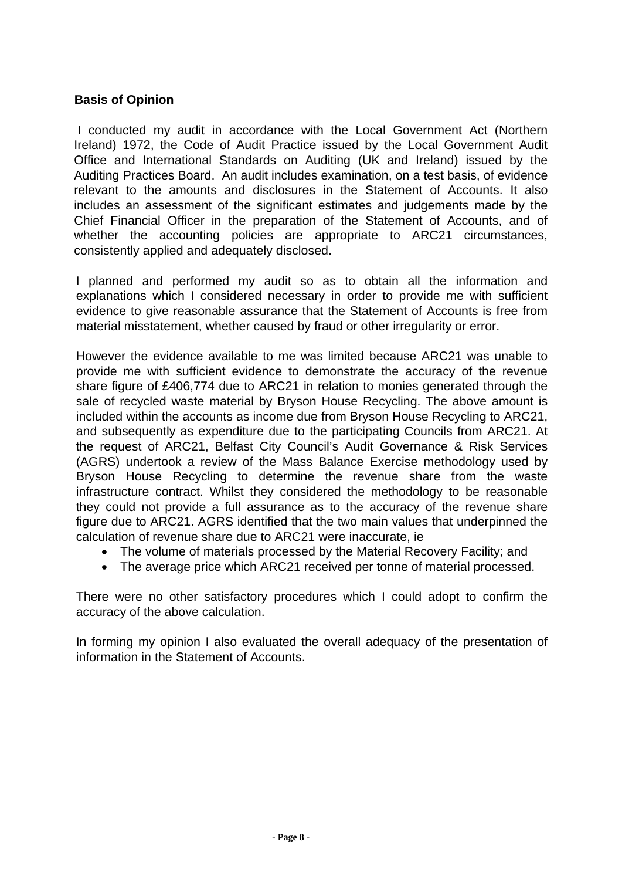**Basis of Opinion**

I conducted my audit in accordance with the Local Government Act (Northern Ireland) 1972, the Code of Audit Practice issued by the Local Government Audit Office and International Standards on Auditing (UK and Ireland) issued by the Auditing Practices Board. An audit includes examination, on a test basis, of evidence relevant to the amounts and disclosures in the Statement of Accounts. It also includes an assessment of the significant estimates and judgements made by the Chief Financial Officer in the preparation of the Statement of Accounts, and of whether the accounting policies are appropriate to ARC21 circumstances, consistently applied and adequately disclosed.

I planned and performed my audit so as to obtain all the information and explanations which I considered necessary in order to provide me with sufficient evidence to give reasonable assurance that the Statement of Accounts is free from material misstatement, whether caused by fraud or other irregularity or error.

However the evidence available to me was limited because ARC21 was unable to provide me with sufficient evidence to demonstrate the accuracy of the revenue share figure of £406,774 due to ARC21 in relation to monies generated through the sale of recycled waste material by Bryson House Recycling. The above amount is included within the accounts as income due from Bryson House Recycling to ARC21, and subsequently as expenditure due to the participating Councils from ARC21. At the request of ARC21, Belfast City Council's Audit Governance & Risk Services (AGRS) undertook a review of the Mass Balance Exercise methodology used by Bryson House Recycling to determine the revenue share from the waste infrastructure contract. Whilst they considered the methodology to be reasonable they could not provide a full assurance as to the accuracy of the revenue share figure due to ARC21. AGRS identified that the two main values that underpinned the calculation of revenue share due to ARC21 were inaccurate, ie

- The volume of materials processed by the Material Recovery Facility; and
- The average price which ARC21 received per tonne of material processed.

There were no other satisfactory procedures which I could adopt to confirm the accuracy of the above calculation.

In forming my opinion I also evaluated the overall adequacy of the presentation of information in the Statement of Accounts.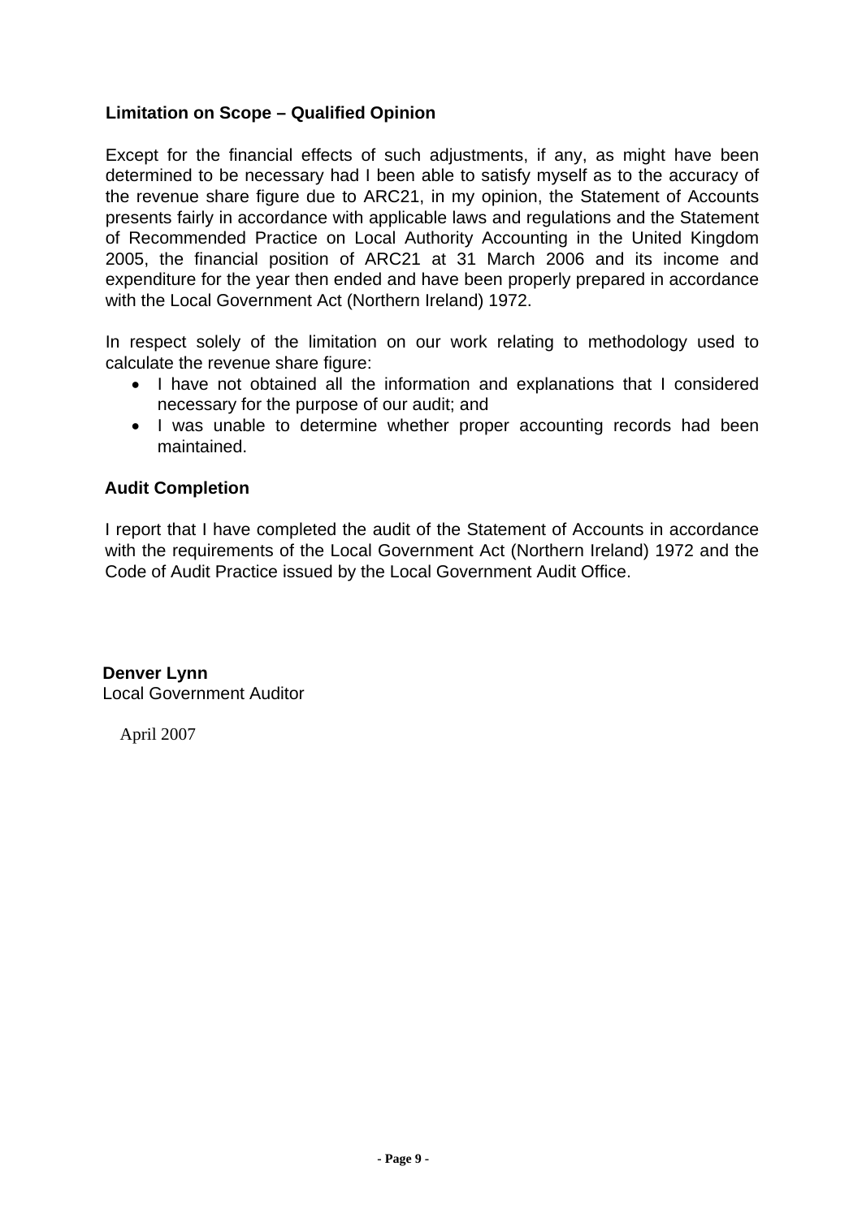### Limitation on Scope – Qualified Opinion

Except for the financial effects of such adjustments, if any, as might have been determined to be necessary had I been able to satisfy myself as to the accuracy of the revenue share figure due to ARC21, in my opinion, the Statement of Accounts presents fairly in accordance with applicable laws and regulations and the Statement of Recommended Practice on Local Authority Accounting in the United Kingdom 2005, the financial position of ARC21 at 31 March 2006 and its income and expenditure for the year then ended and have been properly prepared in accordance with the Local Government Act (Northern Ireland) 1972.

In respect solely of the limitation on our work relating to methodology used to calculate the revenue share figure:

- I have not obtained all the information and explanations that I considered necessary for the purpose of our audit; and
- I was unable to determine whether proper accounting records had been maintained.

### Audit Completion

I report that I have completed the audit of the Statement of Accounts in accordance with the requirements of the Local Government Act (Northern Ireland) 1972 and the Code of Audit Practice issued by the Local Government Audit Office.

**Denver Lynn**
Local Government Auditor

April 2007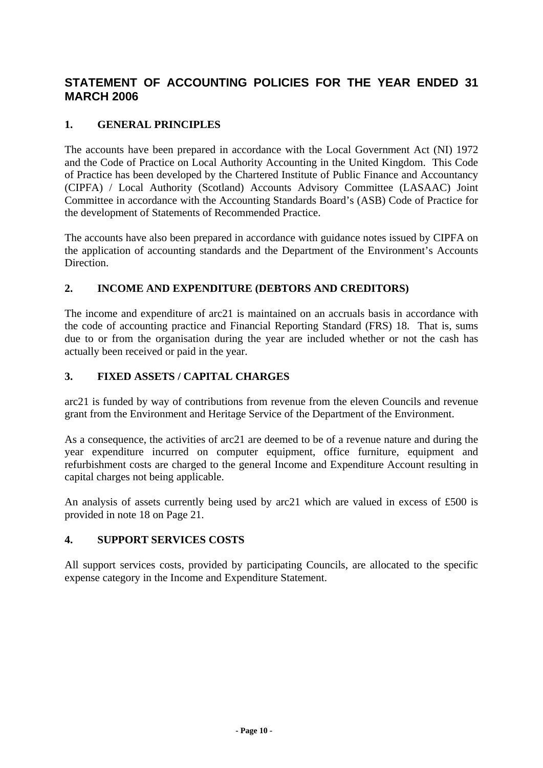## STATEMENT OF ACCOUNTING POLICIES FOR THE YEAR ENDED 31 MARCH 2006

### 1. GENERAL PRINCIPLES

The accounts have been prepared in accordance with the Local Government Act (NI) 1972 and the Code of Practice on Local Authority Accounting in the United Kingdom. This Code of Practice has been developed by the Chartered Institute of Public Finance and Accountancy (CIPFA) / Local Authority (Scotland) Accounts Advisory Committee (LASAAC) Joint Committee in accordance with the Accounting Standards Board's (ASB) Code of Practice for the development of Statements of Recommended Practice.

The accounts have also been prepared in accordance with guidance notes issued by CIPFA on the application of accounting standards and the Department of the Environment's Accounts Direction.

### 2. INCOME AND EXPENDITURE (DEBTORS AND CREDITORS)

The income and expenditure of arc21 is maintained on an accruals basis in accordance with the code of accounting practice and Financial Reporting Standard (FRS) 18. That is, sums due to or from the organisation during the year are included whether or not the cash has actually been received or paid in the year.

### 3. FIXED ASSETS / CAPITAL CHARGES

arc21 is funded by way of contributions from revenue from the eleven Councils and revenue grant from the Environment and Heritage Service of the Department of the Environment.

As a consequence, the activities of arc21 are deemed to be of a revenue nature and during the year expenditure incurred on computer equipment, office furniture, equipment and refurbishment costs are charged to the general Income and Expenditure Account resulting in capital charges not being applicable.

An analysis of assets currently being used by arc21 which are valued in excess of £500 is provided in note 18 on Page 21.

### 4. SUPPORT SERVICES COSTS

All support services costs, provided by participating Councils, are allocated to the specific expense category in the Income and Expenditure Statement.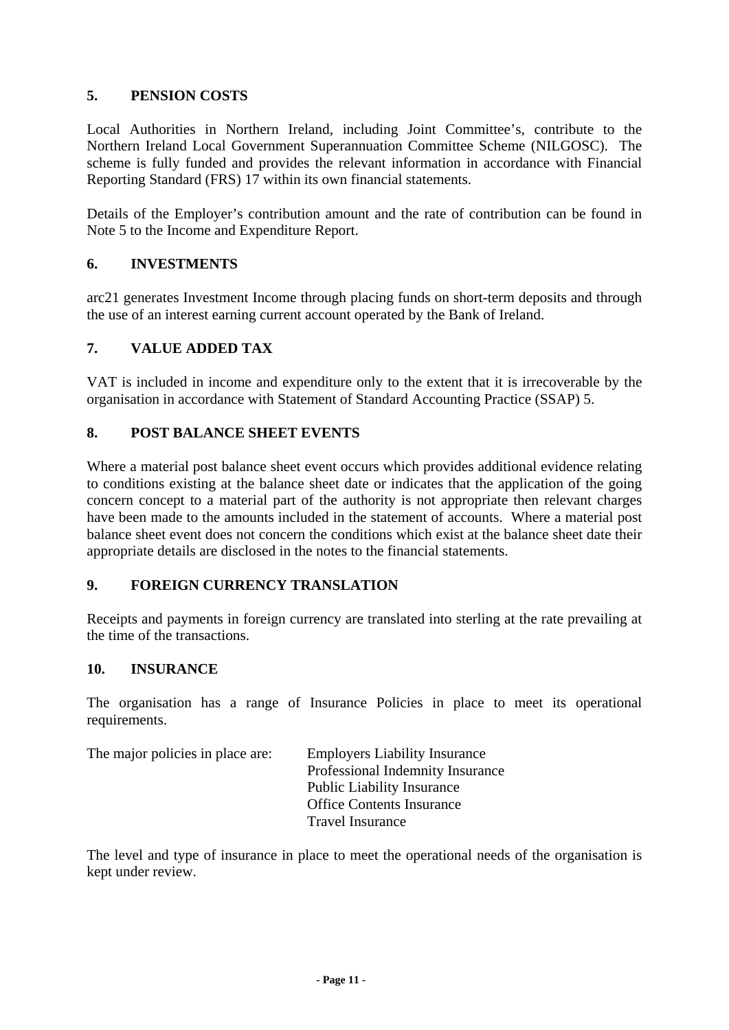## 5. PENSION COSTS

Local Authorities in Northern Ireland, including Joint Committee's, contribute to the Northern Ireland Local Government Superannuation Committee Scheme (NILGOSC). The scheme is fully funded and provides the relevant information in accordance with Financial Reporting Standard (FRS) 17 within its own financial statements.

Details of the Employer's contribution amount and the rate of contribution can be found in Note 5 to the Income and Expenditure Report.

## 6. INVESTMENTS

arc21 generates Investment Income through placing funds on short-term deposits and through the use of an interest earning current account operated by the Bank of Ireland.

## 7. VALUE ADDED TAX

VAT is included in income and expenditure only to the extent that it is irrecoverable by the organisation in accordance with Statement of Standard Accounting Practice (SSAP) 5.

## 8. POST BALANCE SHEET EVENTS

Where a material post balance sheet event occurs which provides additional evidence relating to conditions existing at the balance sheet date or indicates that the application of the going concern concept to a material part of the authority is not appropriate then relevant charges have been made to the amounts included in the statement of accounts. Where a material post balance sheet event does not concern the conditions which exist at the balance sheet date their appropriate details are disclosed in the notes to the financial statements.

## 9. FOREIGN CURRENCY TRANSLATION

Receipts and payments in foreign currency are translated into sterling at the rate prevailing at the time of the transactions.

## 10. INSURANCE

The organisation has a range of Insurance Policies in place to meet its operational requirements.

The major policies in place are:

- Employers Liability Insurance
- Professional Indemnity Insurance
- Public Liability Insurance
- Office Contents Insurance
- Travel Insurance

The level and type of insurance in place to meet the operational needs of the organisation is kept under review.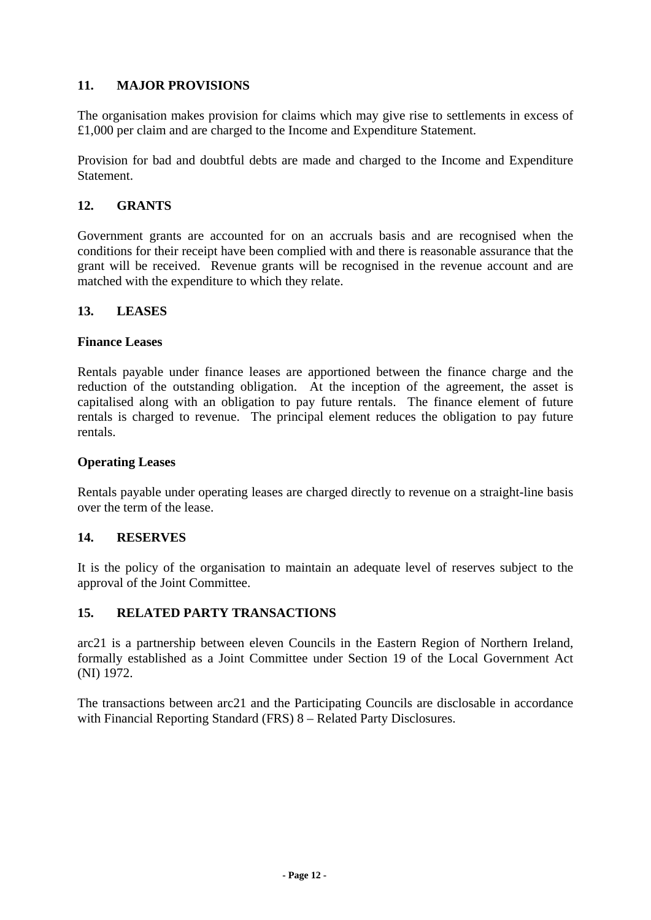## 11. MAJOR PROVISIONS

The organisation makes provision for claims which may give rise to settlements in excess of £1,000 per claim and are charged to the Income and Expenditure Statement.

Provision for bad and doubtful debts are made and charged to the Income and Expenditure Statement.

## 12. GRANTS

Government grants are accounted for on an accruals basis and are recognised when the conditions for their receipt have been complied with and there is reasonable assurance that the grant will be received. Revenue grants will be recognised in the revenue account and are matched with the expenditure to which they relate.

## 13. LEASES

### Finance Leases

Rentals payable under finance leases are apportioned between the finance charge and the reduction of the outstanding obligation. At the inception of the agreement, the asset is capitalised along with an obligation to pay future rentals. The finance element of future rentals is charged to revenue. The principal element reduces the obligation to pay future rentals.

### Operating Leases

Rentals payable under operating leases are charged directly to revenue on a straight-line basis over the term of the lease.

## 14. RESERVES

It is the policy of the organisation to maintain an adequate level of reserves subject to the approval of the Joint Committee.

## 15. RELATED PARTY TRANSACTIONS

arc21 is a partnership between eleven Councils in the Eastern Region of Northern Ireland, formally established as a Joint Committee under Section 19 of the Local Government Act (NI) 1972.

The transactions between arc21 and the Participating Councils are disclosable in accordance with Financial Reporting Standard (FRS) 8 – Related Party Disclosures.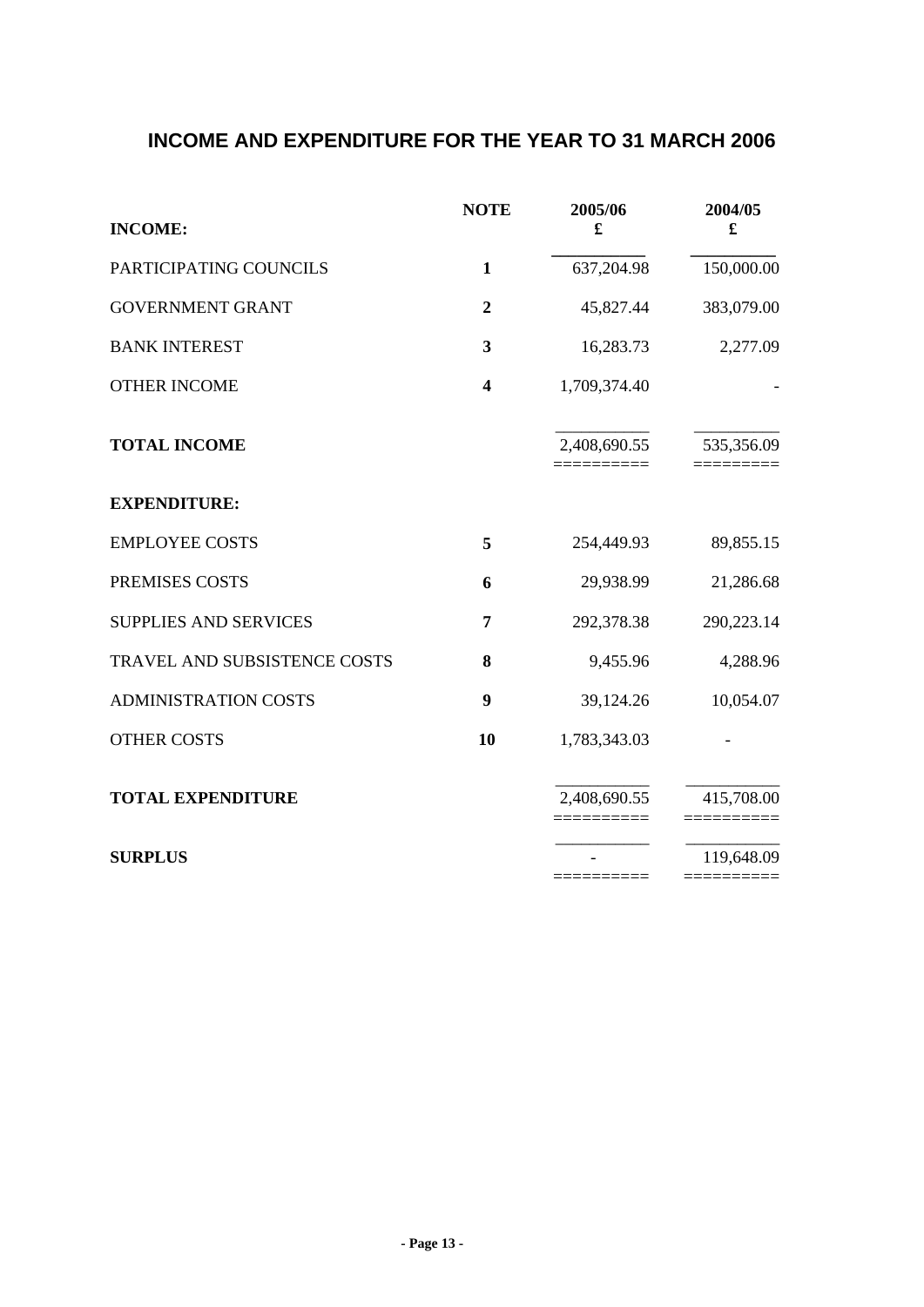# INCOME AND EXPENDITURE FOR THE YEAR TO 31 MARCH 2006

| INCOME: | NOTE | 2005/06<br>£ | 2004/05<br>£ |
|---|---|---|---|
| PARTICIPATING COUNCILS | 1 | 637,204.98 | 150,000.00 |
| GOVERNMENT GRANT | 2 | 45,827.44 | 383,079.00 |
| BANK INTEREST | 3 | 16,283.73 | 2,277.09 |
| OTHER INCOME | 4 | 1,709,374.40 | - |
| **TOTAL INCOME** | | 2,408,690.55 | 535,356.09 |
| **EXPENDITURE:** | | | |
| EMPLOYEE COSTS | 5 | 254,449.93 | 89,855.15 |
| PREMISES COSTS | 6 | 29,938.99 | 21,286.68 |
| SUPPLIES AND SERVICES | 7 | 292,378.38 | 290,223.14 |
| TRAVEL AND SUBSISTENCE COSTS | 8 | 9,455.96 | 4,288.96 |
| ADMINISTRATION COSTS | 9 | 39,124.26 | 10,054.07 |
| OTHER COSTS | 10 | 1,783,343.03 | - |
| **TOTAL EXPENDITURE** | | 2,408,690.55 | 415,708.00 |
| **SURPLUS** | | - | 119,648.09 |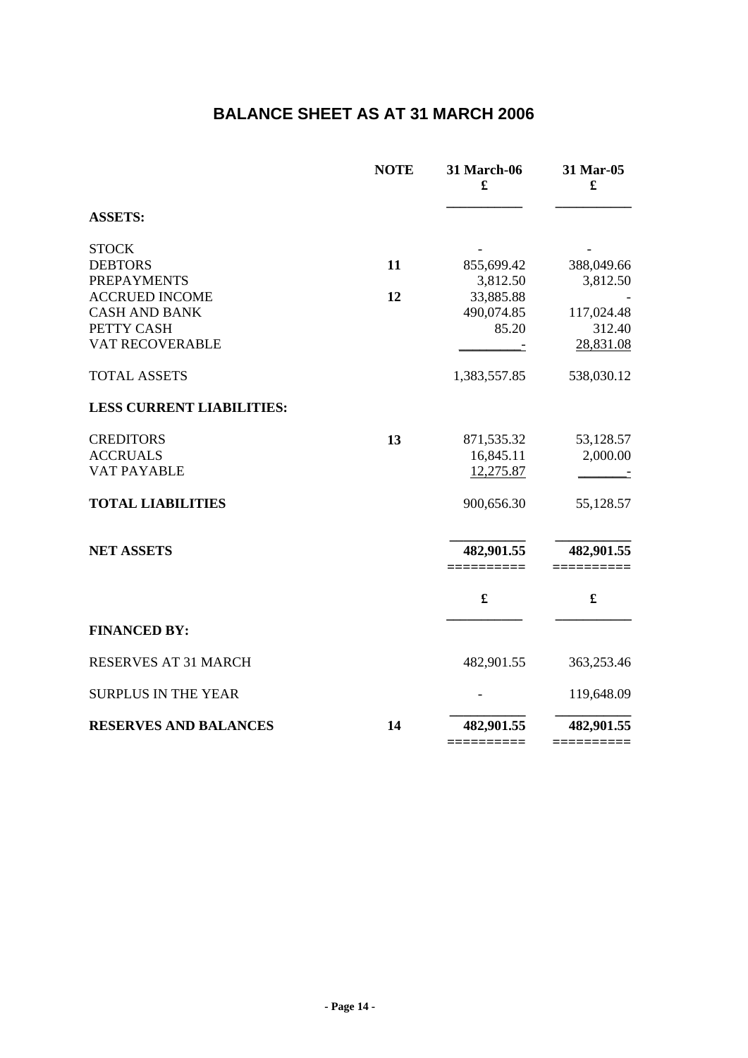# BALANCE SHEET AS AT 31 MARCH 2006

| | NOTE | 31 March-06 £ | 31 Mar-05 £ |
|---|---|---|---|
| **ASSETS:** | | | |
| STOCK | | - | - |
| DEBTORS | **11** | 855,699.42 | 388,049.66 |
| PREPAYMENTS | | 3,812.50 | 3,812.50 |
| ACCRUED INCOME | **12** | 33,885.88 | - |
| CASH AND BANK | | 490,074.85 | 117,024.48 |
| PETTY CASH | | 85.20 | 312.40 |
| VAT RECOVERABLE | | - | 28,831.08 |
| TOTAL ASSETS | | 1,383,557.85 | 538,030.12 |
| **LESS CURRENT LIABILITIES:** | | | |
| CREDITORS | **13** | 871,535.32 | 53,128.57 |
| ACCRUALS | | 16,845.11 | 2,000.00 |
| VAT PAYABLE | | 12,275.87 | - |
| **TOTAL LIABILITIES** | | 900,656.30 | 55,128.57 |
| **NET ASSETS** | | **482,901.55** | **482,901.55** |

| | | £ | £ |
|---|---|---|---|
| **FINANCED BY:** | | | |
| RESERVES AT 31 MARCH | | 482,901.55 | 363,253.46 |
| SURPLUS IN THE YEAR | | - | 119,648.09 |
| **RESERVES AND BALANCES** | **14** | **482,901.55** | **482,901.55** |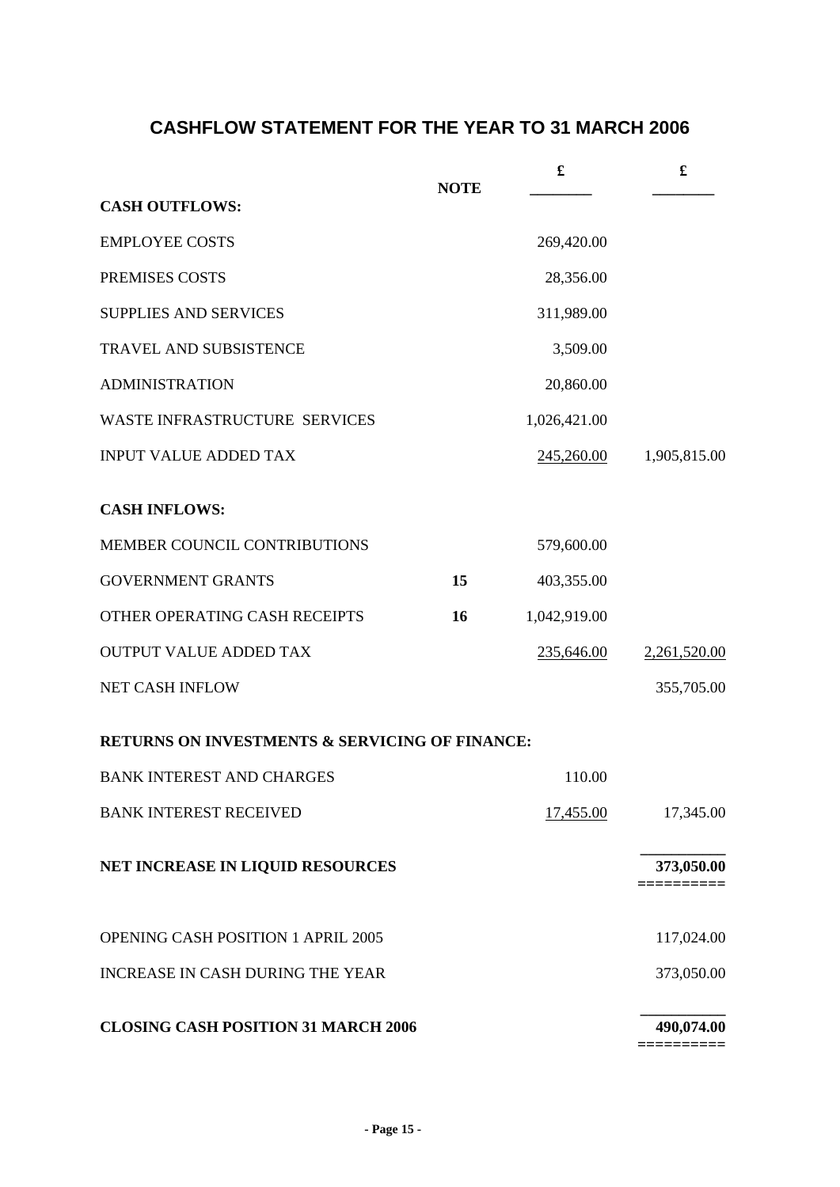# CASHFLOW STATEMENT FOR THE YEAR TO 31 MARCH 2006

| | NOTE | £ | £ |
|---|---|---|---|
| **CASH OUTFLOWS:** | | | |
| EMPLOYEE COSTS | | 269,420.00 | |
| PREMISES COSTS | | 28,356.00 | |
| SUPPLIES AND SERVICES | | 311,989.00 | |
| TRAVEL AND SUBSISTENCE | | 3,509.00 | |
| ADMINISTRATION | | 20,860.00 | |
| WASTE INFRASTRUCTURE SERVICES | | 1,026,421.00 | |
| INPUT VALUE ADDED TAX | | 245,260.00 | 1,905,815.00 |
| **CASH INFLOWS:** | | | |
| MEMBER COUNCIL CONTRIBUTIONS | | 579,600.00 | |
| GOVERNMENT GRANTS | **15** | 403,355.00 | |
| OTHER OPERATING CASH RECEIPTS | **16** | 1,042,919.00 | |
| OUTPUT VALUE ADDED TAX | | 235,646.00 | 2,261,520.00 |
| NET CASH INFLOW | | | 355,705.00 |
| **RETURNS ON INVESTMENTS & SERVICING OF FINANCE:** | | | |
| BANK INTEREST AND CHARGES | | 110.00 | |
| BANK INTEREST RECEIVED | | 17,455.00 | 17,345.00 |
| **NET INCREASE IN LIQUID RESOURCES** | | | **373,050.00** |
| OPENING CASH POSITION 1 APRIL 2005 | | | 117,024.00 |
| INCREASE IN CASH DURING THE YEAR | | | 373,050.00 |
| **CLOSING CASH POSITION 31 MARCH 2006** | | | **490,074.00** |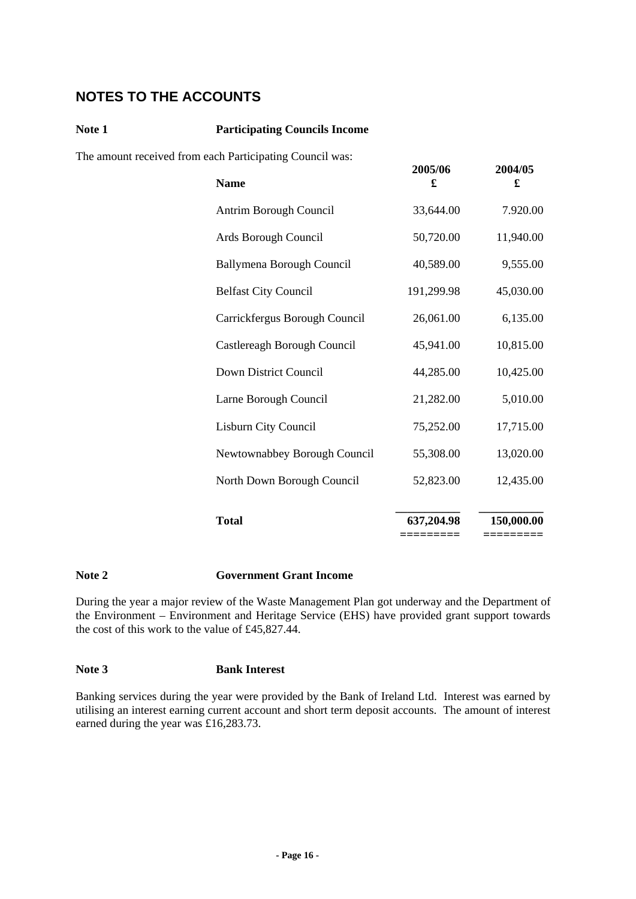## NOTES TO THE ACCOUNTS

**Note 1** **Participating Councils Income**

The amount received from each Participating Council was:

| Name | 2005/06 £ | 2004/05 £ |
|---|---|---|
| Antrim Borough Council | 33,644.00 | 7.920.00 |
| Ards Borough Council | 50,720.00 | 11,940.00 |
| Ballymena Borough Council | 40,589.00 | 9,555.00 |
| Belfast City Council | 191,299.98 | 45,030.00 |
| Carrickfergus Borough Council | 26,061.00 | 6,135.00 |
| Castlereagh Borough Council | 45,941.00 | 10,815.00 |
| Down District Council | 44,285.00 | 10,425.00 |
| Larne Borough Council | 21,282.00 | 5,010.00 |
| Lisburn City Council | 75,252.00 | 17,715.00 |
| Newtownabbey Borough Council | 55,308.00 | 13,020.00 |
| North Down Borough Council | 52,823.00 | 12,435.00 |
| **Total** | **637,204.98** | **150,000.00** |

**Note 2** **Government Grant Income**

During the year a major review of the Waste Management Plan got underway and the Department of the Environment – Environment and Heritage Service (EHS) have provided grant support towards the cost of this work to the value of £45,827.44.

**Note 3** **Bank Interest**

Banking services during the year were provided by the Bank of Ireland Ltd. Interest was earned by utilising an interest earning current account and short term deposit accounts. The amount of interest earned during the year was £16,283.73.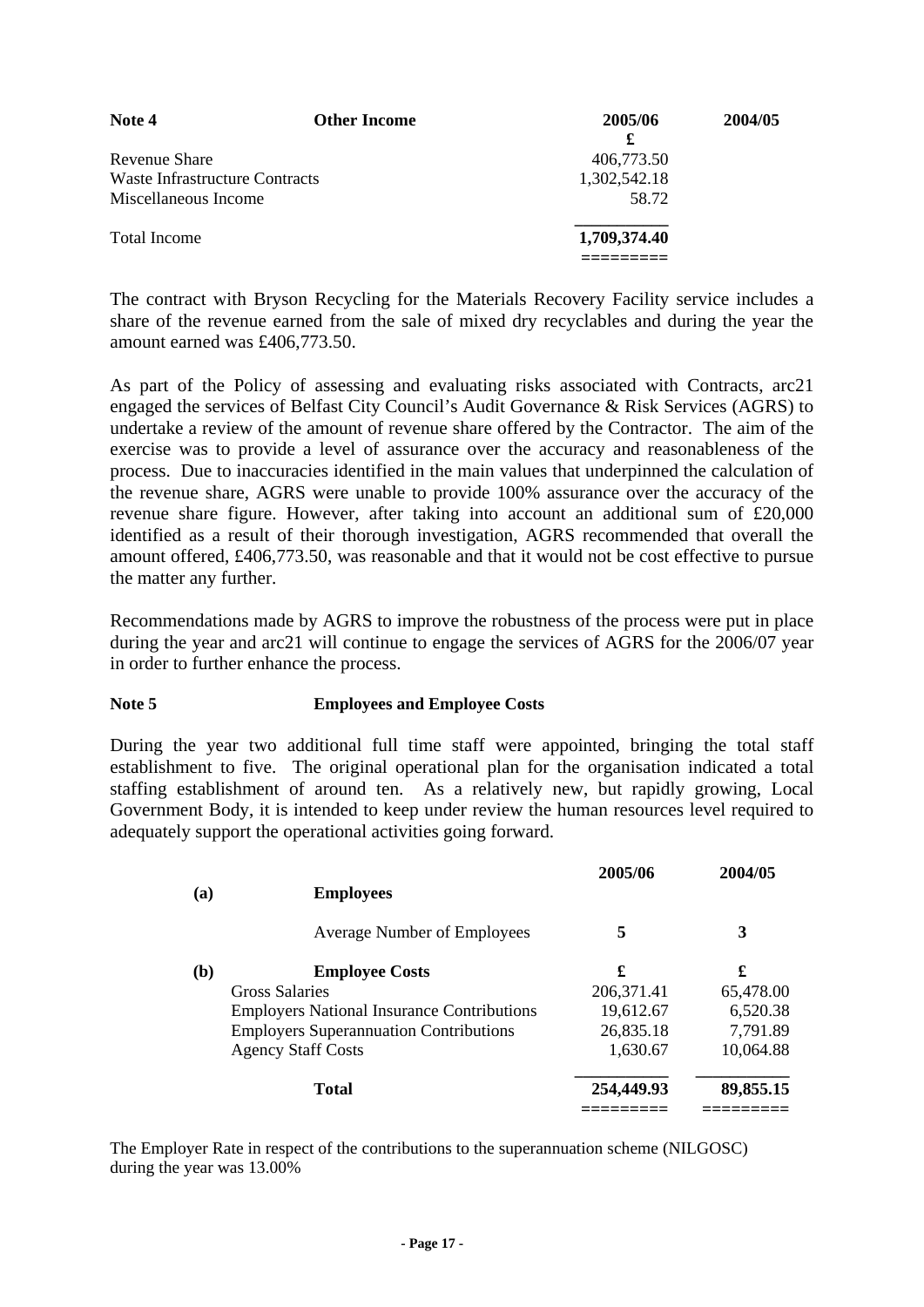**Note 4 Other Income**

| | 2005/06 £ | 2004/05 |
|---|---|---|
| Revenue Share | 406,773.50 | |
| Waste Infrastructure Contracts | 1,302,542.18 | |
| Miscellaneous Income | 58.72 | |
| Total Income | **1,709,374.40** | |

The contract with Bryson Recycling for the Materials Recovery Facility service includes a share of the revenue earned from the sale of mixed dry recyclables and during the year the amount earned was £406,773.50.

As part of the Policy of assessing and evaluating risks associated with Contracts, arc21 engaged the services of Belfast City Council's Audit Governance & Risk Services (AGRS) to undertake a review of the amount of revenue share offered by the Contractor. The aim of the exercise was to provide a level of assurance over the accuracy and reasonableness of the process. Due to inaccuracies identified in the main values that underpinned the calculation of the revenue share, AGRS were unable to provide 100% assurance over the accuracy of the revenue share figure. However, after taking into account an additional sum of £20,000 identified as a result of their thorough investigation, AGRS recommended that overall the amount offered, £406,773.50, was reasonable and that it would not be cost effective to pursue the matter any further.

Recommendations made by AGRS to improve the robustness of the process were put in place during the year and arc21 will continue to engage the services of AGRS for the 2006/07 year in order to further enhance the process.

**Note 5 Employees and Employee Costs**

During the year two additional full time staff were appointed, bringing the total staff establishment to five. The original operational plan for the organisation indicated a total staffing establishment of around ten. As a relatively new, but rapidly growing, Local Government Body, it is intended to keep under review the human resources level required to adequately support the operational activities going forward.

| | | 2005/06 | 2004/05 |
|---|---|---|---|
| **(a)** | **Employees** | | |
| | Average Number of Employees | **5** | **3** |
| **(b)** | **Employee Costs** | **£** | **£** |
| | Gross Salaries | 206,371.41 | 65,478.00 |
| | Employers National Insurance Contributions | 19,612.67 | 6,520.38 |
| | Employers Superannuation Contributions | 26,835.18 | 7,791.89 |
| | Agency Staff Costs | 1,630.67 | 10,064.88 |
| | **Total** | **254,449.93** | **89,855.15** |

The Employer Rate in respect of the contributions to the superannuation scheme (NILGOSC) during the year was 13.00%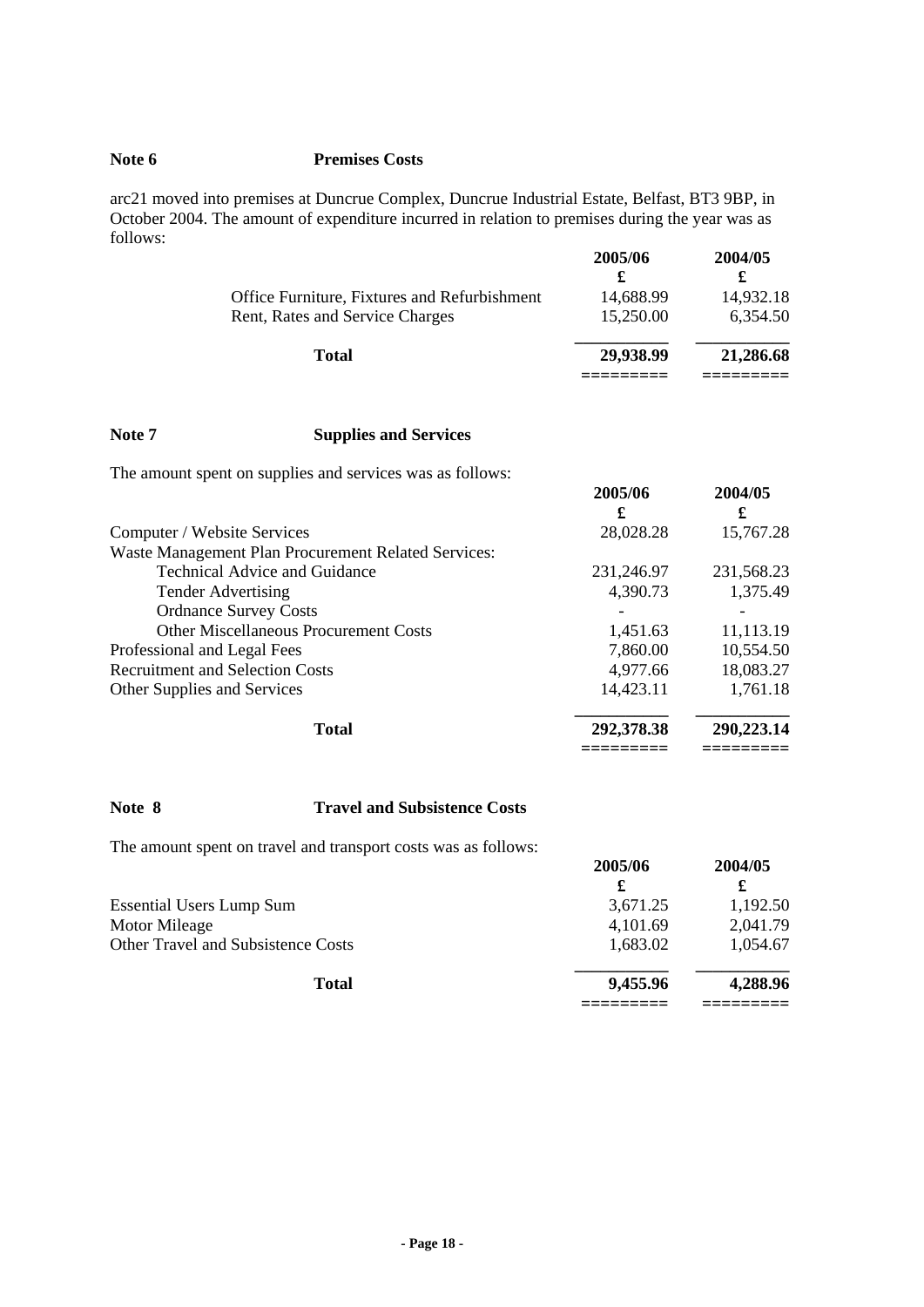**Note 6 Premises Costs**

arc21 moved into premises at Duncrue Complex, Duncrue Industrial Estate, Belfast, BT3 9BP, in October 2004. The amount of expenditure incurred in relation to premises during the year was as follows:

| | 2005/06 | 2004/05 |
|---|---|---|
| | £ | £ |
| Office Furniture, Fixtures and Refurbishment | 14,688.99 | 14,932.18 |
| Rent, Rates and Service Charges | 15,250.00 | 6,354.50 |
| **Total** | **29,938.99** | **21,286.68** |

**Note 7 Supplies and Services**

The amount spent on supplies and services was as follows:

| | 2005/06 | 2004/05 |
|---|---|---|
| | £ | £ |
| Computer / Website Services | 28,028.28 | 15,767.28 |
| Waste Management Plan Procurement Related Services: | | |
| Technical Advice and Guidance | 231,246.97 | 231,568.23 |
| Tender Advertising | 4,390.73 | 1,375.49 |
| Ordnance Survey Costs | - | - |
| Other Miscellaneous Procurement Costs | 1,451.63 | 11,113.19 |
| Professional and Legal Fees | 7,860.00 | 10,554.50 |
| Recruitment and Selection Costs | 4,977.66 | 18,083.27 |
| Other Supplies and Services | 14,423.11 | 1,761.18 |
| **Total** | **292,378.38** | **290,223.14** |

**Note 8 Travel and Subsistence Costs**

The amount spent on travel and transport costs was as follows:

| | 2005/06 | 2004/05 |
|---|---|---|
| | £ | £ |
| Essential Users Lump Sum | 3,671.25 | 1,192.50 |
| Motor Mileage | 4,101.69 | 2,041.79 |
| Other Travel and Subsistence Costs | 1,683.02 | 1,054.67 |
| **Total** | **9,455.96** | **4,288.96** |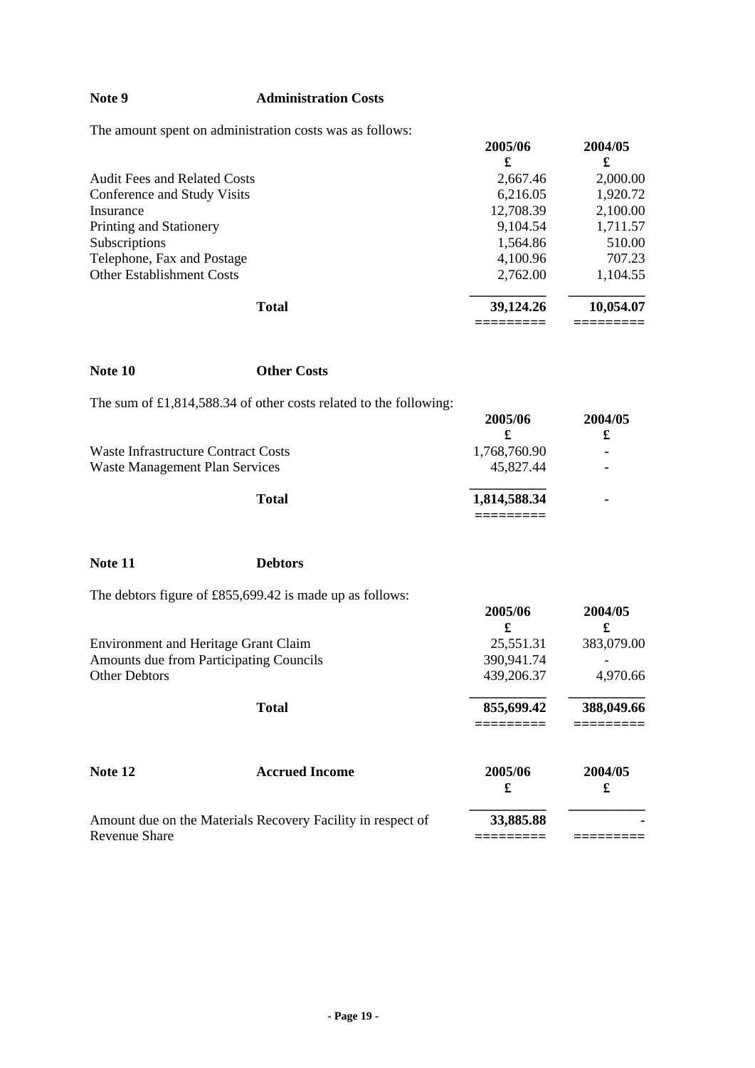## Note 9 Administration Costs

The amount spent on administration costs was as follows:

| | 2005/06<br>£ | 2004/05<br>£ |
|---|---|---|
| Audit Fees and Related Costs | 2,667.46 | 2,000.00 |
| Conference and Study Visits | 6,216.05 | 1,920.72 |
| Insurance | 12,708.39 | 2,100.00 |
| Printing and Stationery | 9,104.54 | 1,711.57 |
| Subscriptions | 1,564.86 | 510.00 |
| Telephone, Fax and Postage | 4,100.96 | 707.23 |
| Other Establishment Costs | 2,762.00 | 1,104.55 |
| **Total** | **39,124.26** | **10,054.07** |

## Note 10 Other Costs

The sum of £1,814,588.34 of other costs related to the following:

| | 2005/06<br>£ | 2004/05<br>£ |
|---|---|---|
| Waste Infrastructure Contract Costs | 1,768,760.90 | - |
| Waste Management Plan Services | 45,827.44 | - |
| **Total** | **1,814,588.34** | **-** |

## Note 11 Debtors

The debtors figure of £855,699.42 is made up as follows:

| | 2005/06<br>£ | 2004/05<br>£ |
|---|---|---|
| Environment and Heritage Grant Claim | 25,551.31 | 383,079.00 |
| Amounts due from Participating Councils | 390,941.74 | - |
| Other Debtors | 439,206.37 | 4,970.66 |
| **Total** | **855,699.42** | **388,049.66** |

## Note 12 Accrued Income

| | 2005/06<br>£ | 2004/05<br>£ |
|---|---|---|
| Amount due on the Materials Recovery Facility in respect of Revenue Share | **33,885.88** | **-** |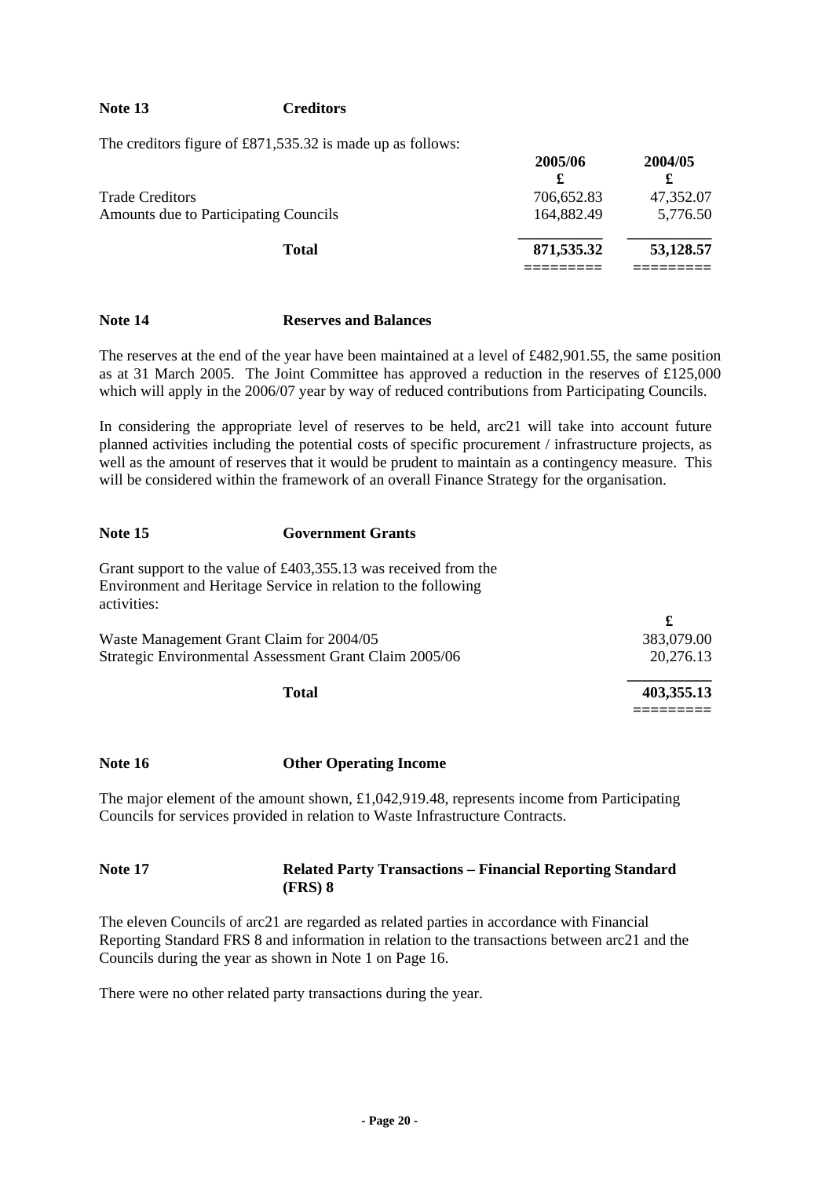**Note 13 Creditors**

The creditors figure of £871,535.32 is made up as follows:

| | 2005/06 | 2004/05 |
|---|---|---|
| | £ | £ |
| Trade Creditors | 706,652.83 | 47,352.07 |
| Amounts due to Participating Councils | 164,882.49 | 5,776.50 |
| **Total** | **871,535.32** | **53,128.57** |

**Note 14 Reserves and Balances**

The reserves at the end of the year have been maintained at a level of £482,901.55, the same position as at 31 March 2005. The Joint Committee has approved a reduction in the reserves of £125,000 which will apply in the 2006/07 year by way of reduced contributions from Participating Councils.

In considering the appropriate level of reserves to be held, arc21 will take into account future planned activities including the potential costs of specific procurement / infrastructure projects, as well as the amount of reserves that it would be prudent to maintain as a contingency measure. This will be considered within the framework of an overall Finance Strategy for the organisation.

**Note 15 Government Grants**

Grant support to the value of £403,355.13 was received from the Environment and Heritage Service in relation to the following activities:

| | £ |
|---|---|
| Waste Management Grant Claim for 2004/05 | 383,079.00 |
| Strategic Environmental Assessment Grant Claim 2005/06 | 20,276.13 |
| **Total** | **403,355.13** |

**Note 16 Other Operating Income**

The major element of the amount shown, £1,042,919.48, represents income from Participating Councils for services provided in relation to Waste Infrastructure Contracts.

**Note 17 Related Party Transactions – Financial Reporting Standard (FRS) 8**

The eleven Councils of arc21 are regarded as related parties in accordance with Financial Reporting Standard FRS 8 and information in relation to the transactions between arc21 and the Councils during the year as shown in Note 1 on Page 16.

There were no other related party transactions during the year.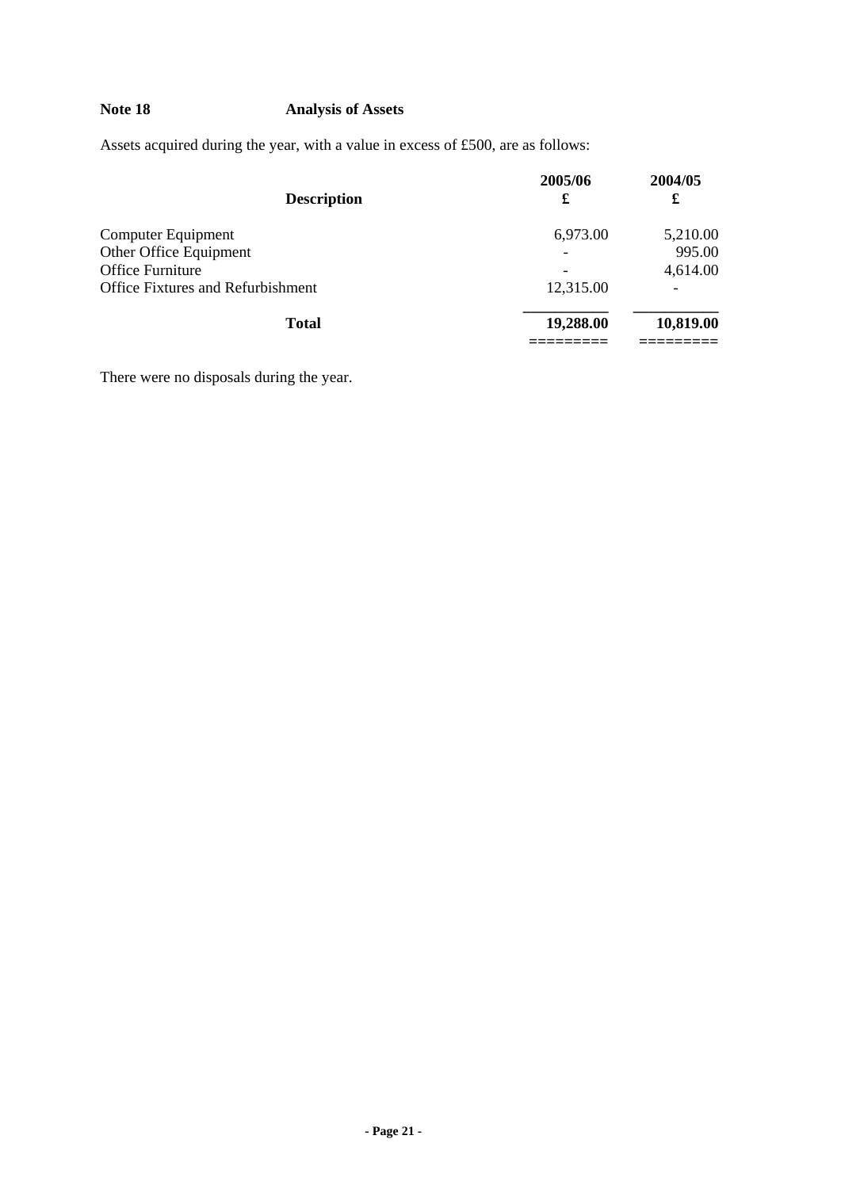## Note 18 Analysis of Assets

Assets acquired during the year, with a value in excess of £500, are as follows:

| Description | 2005/06 £ | 2004/05 £ |
|---|---|---|
| Computer Equipment | 6,973.00 | 5,210.00 |
| Other Office Equipment | - | 995.00 |
| Office Furniture | - | 4,614.00 |
| Office Fixtures and Refurbishment | 12,315.00 | - |
| **Total** | **19,288.00** | **10,819.00** |

There were no disposals during the year.